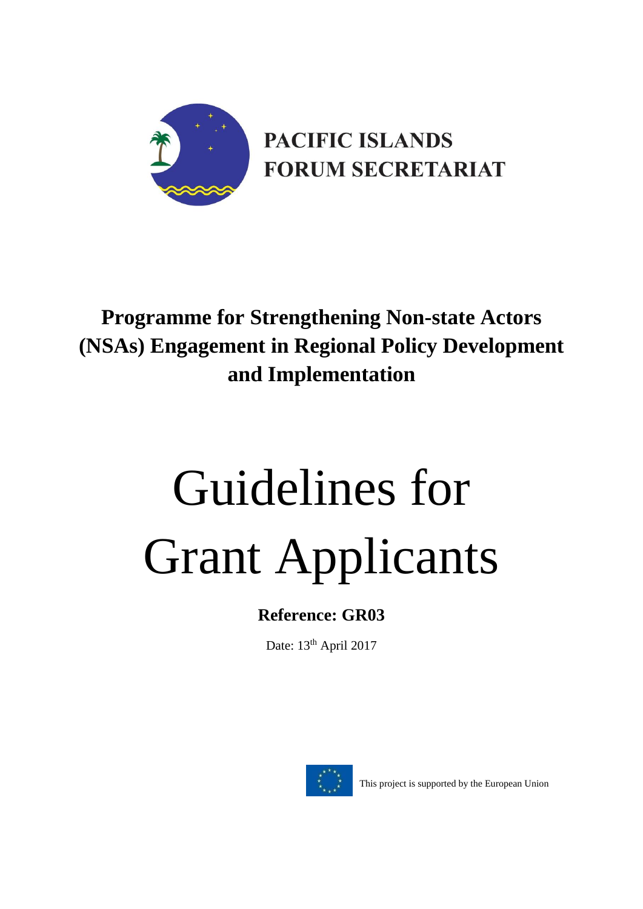PACIFIC ISLANDS FORUM SECRETARIAT

**Programme for Strengthening Non-state Actors (NSAs) Engagement in Regional Policy Development and Implementation**

# Guidelines for Grant Applicants

**Reference: GR03**

Date: 13th April 2017

This project is supported by the European Union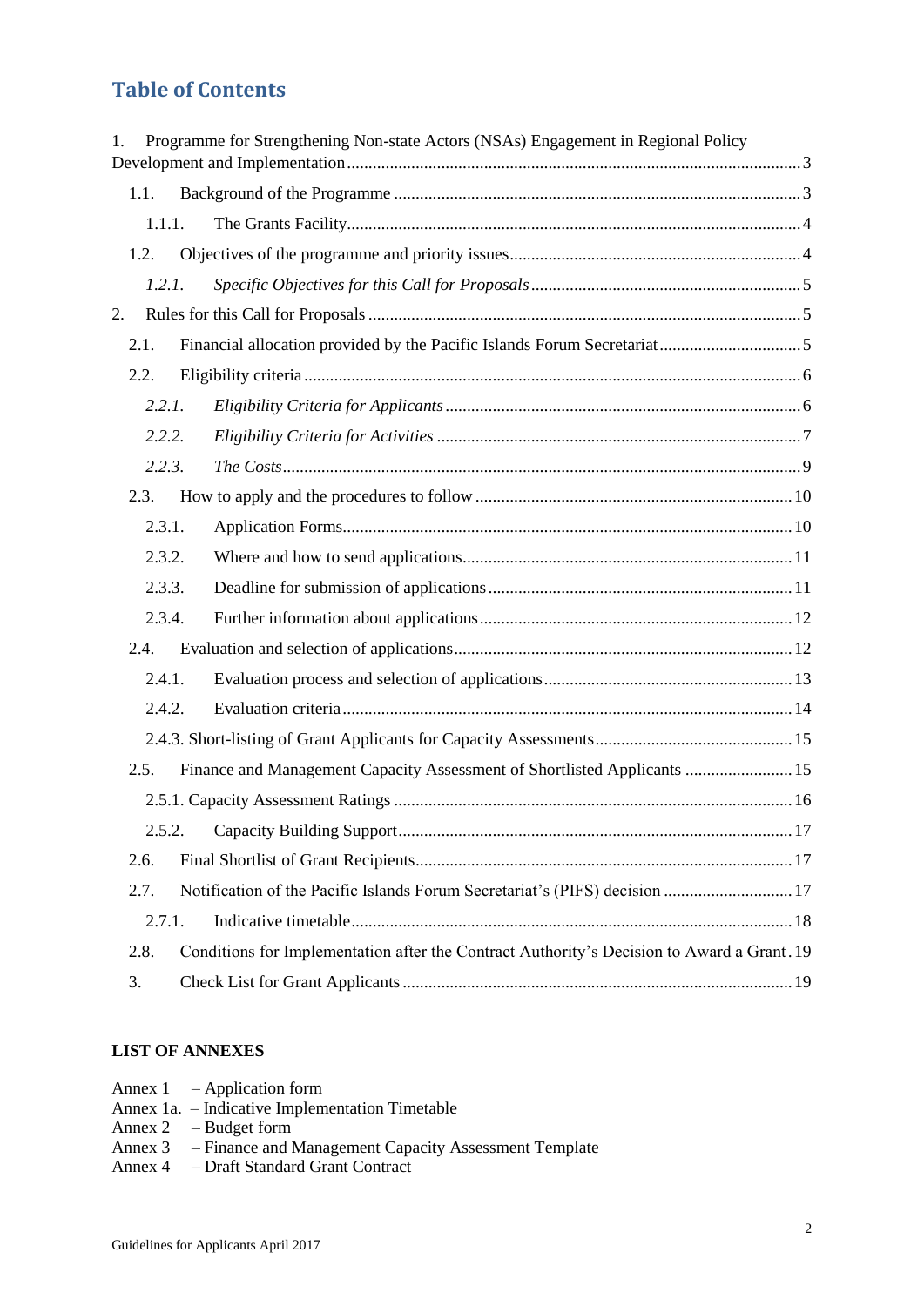## Table of Contents

1. Programme for Strengthening Non-state Actors (NSAs) Engagement in Regional Policy Development and Implementation ..... 3
   - 1.1. Background of the Programme ..... 3
     - 1.1.1. The Grants Facility ..... 4
   - 1.2. Objectives of the programme and priority issues ..... 4
     - *1.2.1. Specific Objectives for this Call for Proposals* ..... 5
2. Rules for this Call for Proposals ..... 5
   - 2.1. Financial allocation provided by the Pacific Islands Forum Secretariat ..... 5
   - 2.2. Eligibility criteria ..... 6
     - *2.2.1. Eligibility Criteria for Applicants* ..... 6
     - *2.2.2. Eligibility Criteria for Activities* ..... 7
     - *2.2.3. The Costs* ..... 9
   - 2.3. How to apply and the procedures to follow ..... 10
     - 2.3.1. Application Forms ..... 10
     - 2.3.2. Where and how to send applications ..... 11
     - 2.3.3. Deadline for submission of applications ..... 11
     - 2.3.4. Further information about applications ..... 12
   - 2.4. Evaluation and selection of applications ..... 12
     - 2.4.1. Evaluation process and selection of applications ..... 13
     - 2.4.2. Evaluation criteria ..... 14
     - 2.4.3. Short-listing of Grant Applicants for Capacity Assessments ..... 15
   - 2.5. Finance and Management Capacity Assessment of Shortlisted Applicants ..... 15
     - 2.5.1. Capacity Assessment Ratings ..... 16
     - 2.5.2. Capacity Building Support ..... 17
   - 2.6. Final Shortlist of Grant Recipients ..... 17
   - 2.7. Notification of the Pacific Islands Forum Secretariat's (PIFS) decision ..... 17
     - 2.7.1. Indicative timetable ..... 18
   - 2.8. Conditions for Implementation after the Contract Authority's Decision to Award a Grant ..... 19
3. Check List for Grant Applicants ..... 19

**LIST OF ANNEXES**

Annex 1 – Application form
Annex 1a. – Indicative Implementation Timetable
Annex 2 – Budget form
Annex 3 – Finance and Management Capacity Assessment Template
Annex 4 – Draft Standard Grant Contract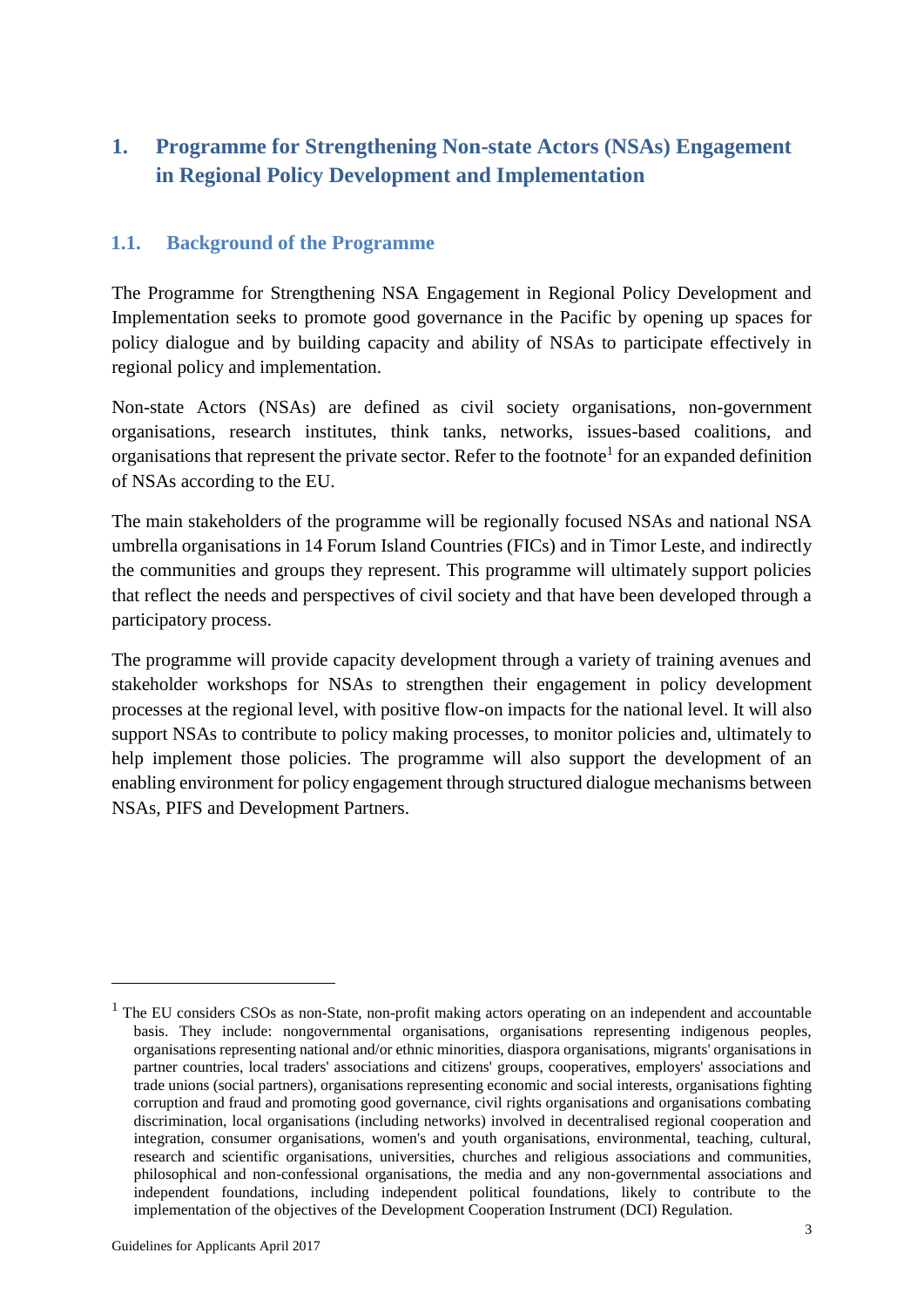# 1. Programme for Strengthening Non-state Actors (NSAs) Engagement in Regional Policy Development and Implementation

## 1.1. Background of the Programme

The Programme for Strengthening NSA Engagement in Regional Policy Development and Implementation seeks to promote good governance in the Pacific by opening up spaces for policy dialogue and by building capacity and ability of NSAs to participate effectively in regional policy and implementation.

Non-state Actors (NSAs) are defined as civil society organisations, non-government organisations, research institutes, think tanks, networks, issues-based coalitions, and organisations that represent the private sector. Refer to the footnote[1] for an expanded definition of NSAs according to the EU.

The main stakeholders of the programme will be regionally focused NSAs and national NSA umbrella organisations in 14 Forum Island Countries (FICs) and in Timor Leste, and indirectly the communities and groups they represent. This programme will ultimately support policies that reflect the needs and perspectives of civil society and that have been developed through a participatory process.

The programme will provide capacity development through a variety of training avenues and stakeholder workshops for NSAs to strengthen their engagement in policy development processes at the regional level, with positive flow-on impacts for the national level. It will also support NSAs to contribute to policy making processes, to monitor policies and, ultimately to help implement those policies. The programme will also support the development of an enabling environment for policy engagement through structured dialogue mechanisms between NSAs, PIFS and Development Partners.

---

[1] The EU considers CSOs as non-State, non-profit making actors operating on an independent and accountable basis. They include: nongovernmental organisations, organisations representing indigenous peoples, organisations representing national and/or ethnic minorities, diaspora organisations, migrants' organisations in partner countries, local traders' associations and citizens' groups, cooperatives, employers' associations and trade unions (social partners), organisations representing economic and social interests, organisations fighting corruption and fraud and promoting good governance, civil rights organisations and organisations combating discrimination, local organisations (including networks) involved in decentralised regional cooperation and integration, consumer organisations, women's and youth organisations, environmental, teaching, cultural, research and scientific organisations, universities, churches and religious associations and communities, philosophical and non-confessional organisations, the media and any non-governmental associations and independent foundations, including independent political foundations, likely to contribute to the implementation of the objectives of the Development Cooperation Instrument (DCI) Regulation.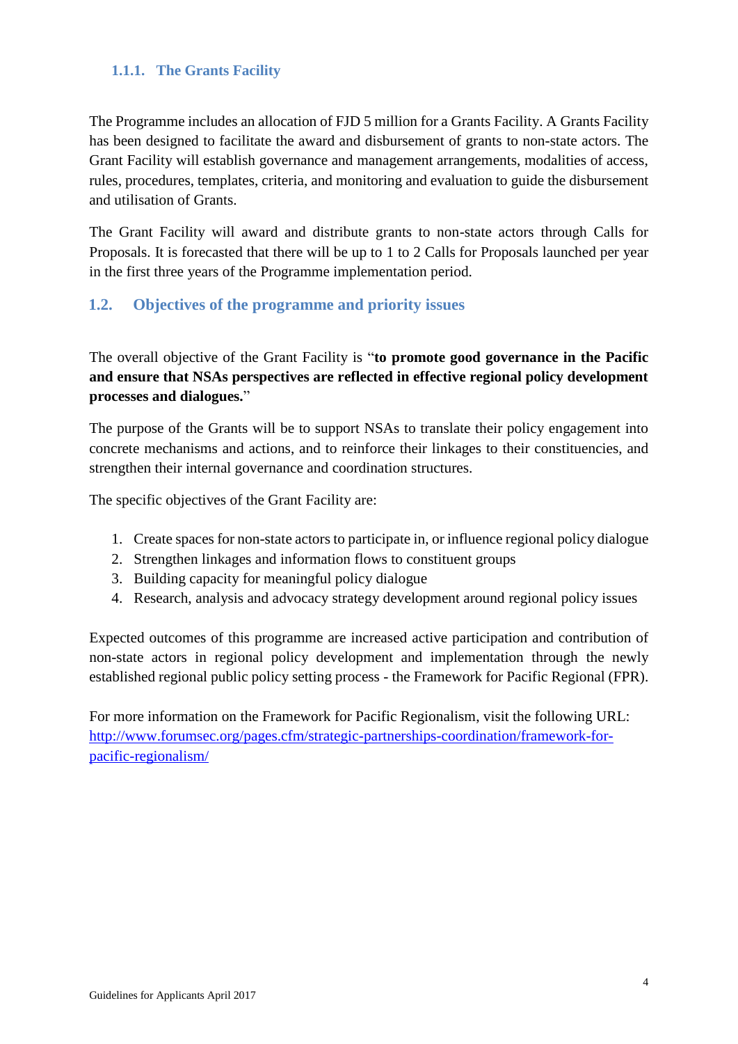### 1.1.1. The Grants Facility

The Programme includes an allocation of FJD 5 million for a Grants Facility. A Grants Facility has been designed to facilitate the award and disbursement of grants to non-state actors. The Grant Facility will establish governance and management arrangements, modalities of access, rules, procedures, templates, criteria, and monitoring and evaluation to guide the disbursement and utilisation of Grants.

The Grant Facility will award and distribute grants to non-state actors through Calls for Proposals. It is forecasted that there will be up to 1 to 2 Calls for Proposals launched per year in the first three years of the Programme implementation period.

## 1.2. Objectives of the programme and priority issues

The overall objective of the Grant Facility is "**to promote good governance in the Pacific and ensure that NSAs perspectives are reflected in effective regional policy development processes and dialogues.**"

The purpose of the Grants will be to support NSAs to translate their policy engagement into concrete mechanisms and actions, and to reinforce their linkages to their constituencies, and strengthen their internal governance and coordination structures.

The specific objectives of the Grant Facility are:

1. Create spaces for non-state actors to participate in, or influence regional policy dialogue
2. Strengthen linkages and information flows to constituent groups
3. Building capacity for meaningful policy dialogue
4. Research, analysis and advocacy strategy development around regional policy issues

Expected outcomes of this programme are increased active participation and contribution of non-state actors in regional policy development and implementation through the newly established regional public policy setting process - the Framework for Pacific Regional (FPR).

For more information on the Framework for Pacific Regionalism, visit the following URL: [http://www.forumsec.org/pages.cfm/strategic-partnerships-coordination/framework-for-pacific-regionalism/](http://www.forumsec.org/pages.cfm/strategic-partnerships-coordination/framework-for-pacific-regionalism/)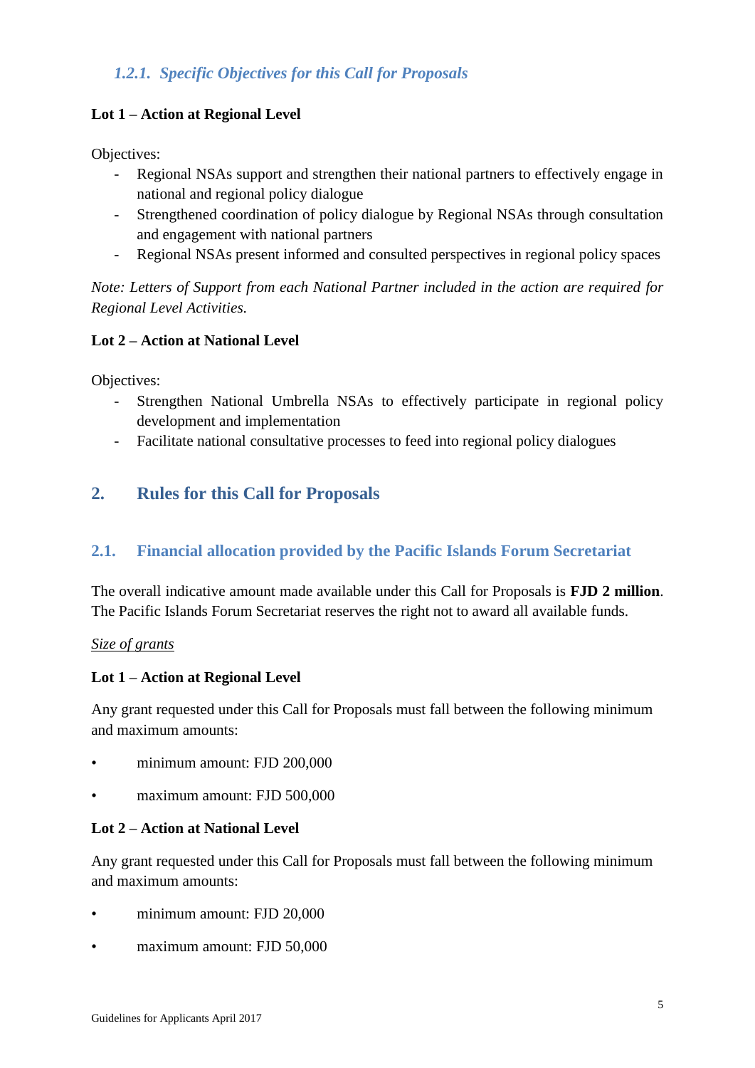### *1.2.1. Specific Objectives for this Call for Proposals*

**Lot 1 – Action at Regional Level**

Objectives:

- Regional NSAs support and strengthen their national partners to effectively engage in national and regional policy dialogue
- Strengthened coordination of policy dialogue by Regional NSAs through consultation and engagement with national partners
- Regional NSAs present informed and consulted perspectives in regional policy spaces

*Note: Letters of Support from each National Partner included in the action are required for Regional Level Activities.*

**Lot 2 – Action at National Level**

Objectives:

- Strengthen National Umbrella NSAs to effectively participate in regional policy development and implementation
- Facilitate national consultative processes to feed into regional policy dialogues

## 2. Rules for this Call for Proposals

### 2.1. Financial allocation provided by the Pacific Islands Forum Secretariat

The overall indicative amount made available under this Call for Proposals is **FJD 2 million**. The Pacific Islands Forum Secretariat reserves the right not to award all available funds.

*Size of grants*

**Lot 1 – Action at Regional Level**

Any grant requested under this Call for Proposals must fall between the following minimum and maximum amounts:

- minimum amount: FJD 200,000
- maximum amount: FJD 500,000

**Lot 2 – Action at National Level**

Any grant requested under this Call for Proposals must fall between the following minimum and maximum amounts:

- minimum amount: FJD 20,000
- maximum amount: FJD 50,000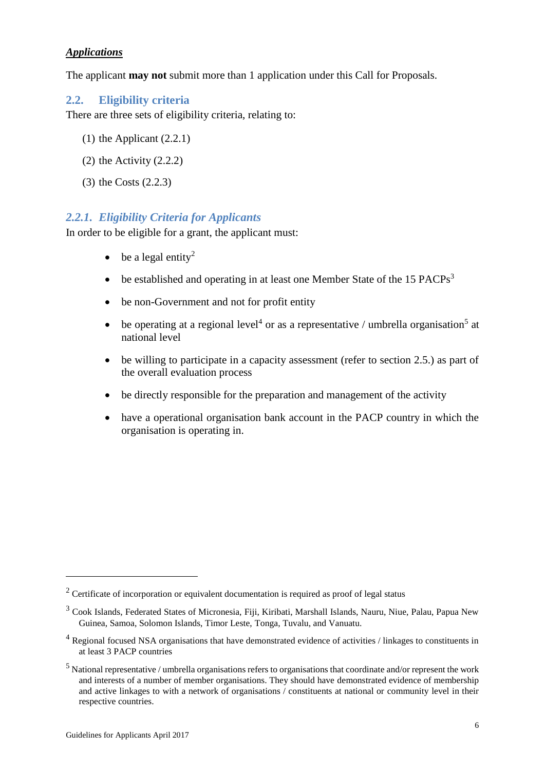***Applications***

The applicant **may not** submit more than 1 application under this Call for Proposals.

## 2.2. Eligibility criteria

There are three sets of eligibility criteria, relating to:

(1) the Applicant (2.2.1)

(2) the Activity (2.2.2)

(3) the Costs (2.2.3)

### *2.2.1. Eligibility Criteria for Applicants*

In order to be eligible for a grant, the applicant must:

- be a legal entity[2]
- be established and operating in at least one Member State of the 15 PACPs[3]
- be non-Government and not for profit entity
- be operating at a regional level[4] or as a representative / umbrella organisation[5] at national level
- be willing to participate in a capacity assessment (refer to section 2.5.) as part of the overall evaluation process
- be directly responsible for the preparation and management of the activity
- have a operational organisation bank account in the PACP country in which the organisation is operating in.

---

[2] Certificate of incorporation or equivalent documentation is required as proof of legal status

[3] Cook Islands, Federated States of Micronesia, Fiji, Kiribati, Marshall Islands, Nauru, Niue, Palau, Papua New Guinea, Samoa, Solomon Islands, Timor Leste, Tonga, Tuvalu, and Vanuatu.

[4] Regional focused NSA organisations that have demonstrated evidence of activities / linkages to constituents in at least 3 PACP countries

[5] National representative / umbrella organisations refers to organisations that coordinate and/or represent the work and interests of a number of member organisations. They should have demonstrated evidence of membership and active linkages to with a network of organisations / constituents at national or community level in their respective countries.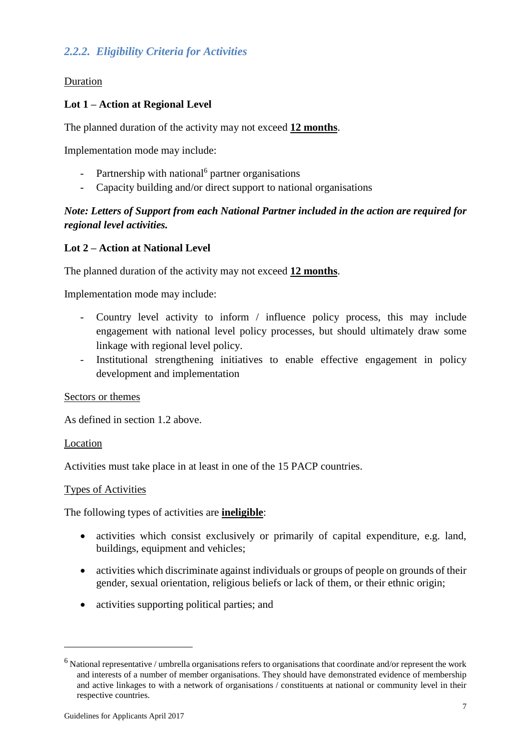### *2.2.2. Eligibility Criteria for Activities*

<u>Duration</u>

**Lot 1 – Action at Regional Level**

The planned duration of the activity may not exceed **<u>12 months</u>**.

Implementation mode may include:

- Partnership with national[6] partner organisations
- Capacity building and/or direct support to national organisations

***Note: Letters of Support from each National Partner included in the action are required for regional level activities.***

**Lot 2 – Action at National Level**

The planned duration of the activity may not exceed **<u>12 months</u>**.

Implementation mode may include:

- Country level activity to inform / influence policy process, this may include engagement with national level policy processes, but should ultimately draw some linkage with regional level policy.
- Institutional strengthening initiatives to enable effective engagement in policy development and implementation

<u>Sectors or themes</u>

As defined in section 1.2 above.

<u>Location</u>

Activities must take place in at least in one of the 15 PACP countries.

<u>Types of Activities</u>

The following types of activities are **<u>ineligible</u>**:

- activities which consist exclusively or primarily of capital expenditure, e.g. land, buildings, equipment and vehicles;
- activities which discriminate against individuals or groups of people on grounds of their gender, sexual orientation, religious beliefs or lack of them, or their ethnic origin;
- activities supporting political parties; and

---

[6] National representative / umbrella organisations refers to organisations that coordinate and/or represent the work and interests of a number of member organisations. They should have demonstrated evidence of membership and active linkages to with a network of organisations / constituents at national or community level in their respective countries.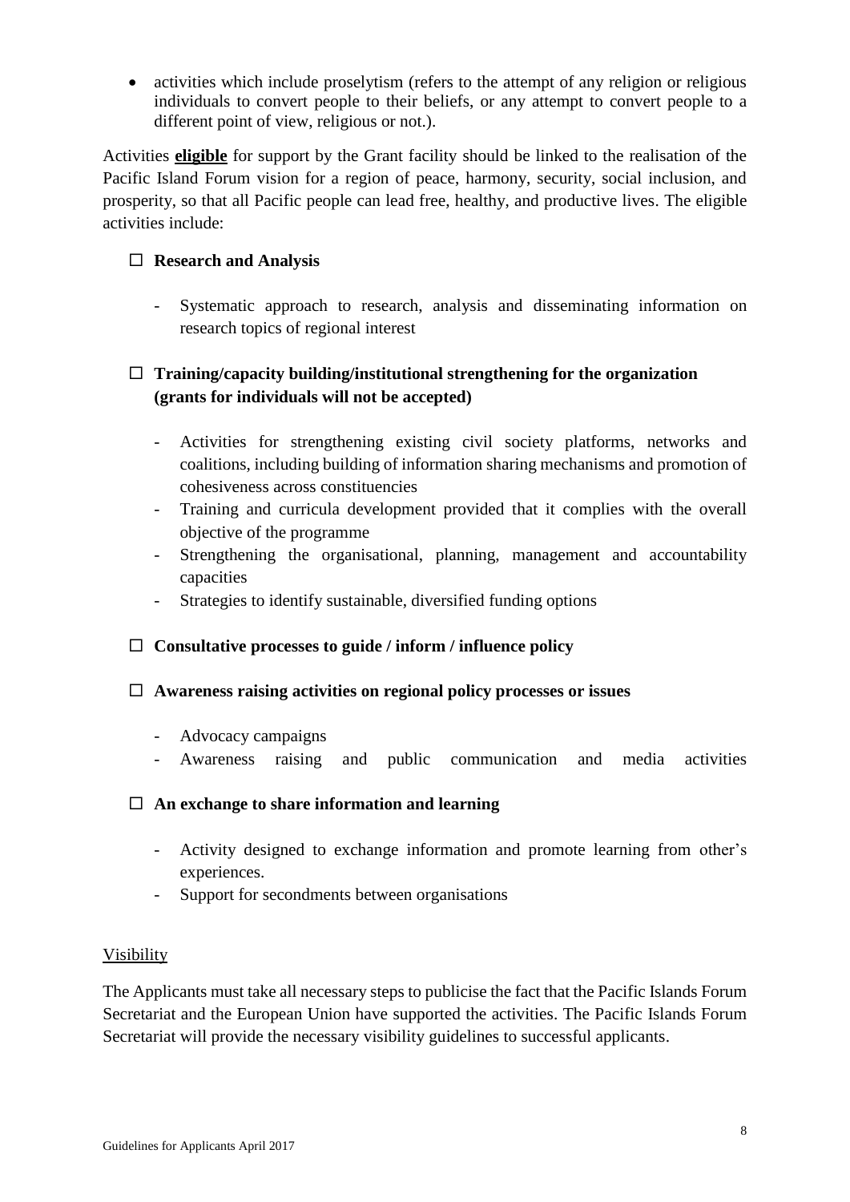- activities which include proselytism (refers to the attempt of any religion or religious individuals to convert people to their beliefs, or any attempt to convert people to a different point of view, religious or not.).

Activities **eligible** for support by the Grant facility should be linked to the realisation of the Pacific Island Forum vision for a region of peace, harmony, security, social inclusion, and prosperity, so that all Pacific people can lead free, healthy, and productive lives. The eligible activities include:

☐ **Research and Analysis**

- Systematic approach to research, analysis and disseminating information on research topics of regional interest

☐ **Training/capacity building/institutional strengthening for the organization (grants for individuals will not be accepted)**

- Activities for strengthening existing civil society platforms, networks and coalitions, including building of information sharing mechanisms and promotion of cohesiveness across constituencies
- Training and curricula development provided that it complies with the overall objective of the programme
- Strengthening the organisational, planning, management and accountability capacities
- Strategies to identify sustainable, diversified funding options

☐ **Consultative processes to guide / inform / influence policy**

☐ **Awareness raising activities on regional policy processes or issues**

- Advocacy campaigns
- Awareness raising and public communication and media activities

☐ **An exchange to share information and learning**

- Activity designed to exchange information and promote learning from other's experiences.
- Support for secondments between organisations

Visibility

The Applicants must take all necessary steps to publicise the fact that the Pacific Islands Forum Secretariat and the European Union have supported the activities. The Pacific Islands Forum Secretariat will provide the necessary visibility guidelines to successful applicants.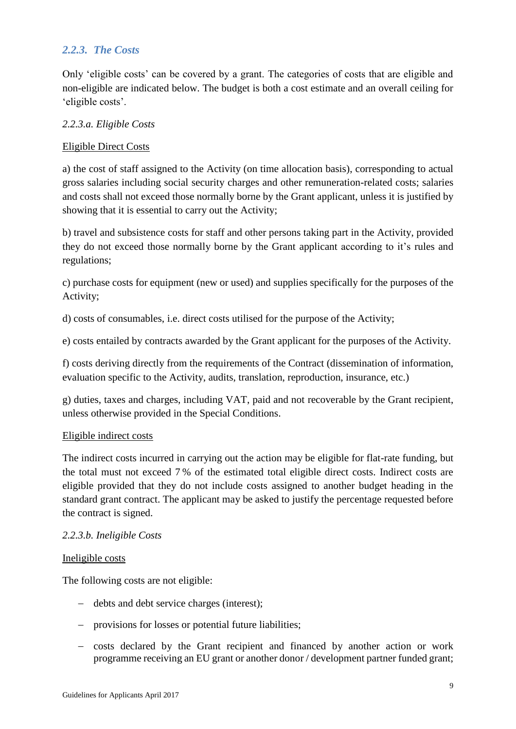### *2.2.3. The Costs*

Only 'eligible costs' can be covered by a grant. The categories of costs that are eligible and non-eligible are indicated below. The budget is both a cost estimate and an overall ceiling for 'eligible costs'.

*2.2.3.a. Eligible Costs*

<u>Eligible Direct Costs</u>

a) the cost of staff assigned to the Activity (on time allocation basis), corresponding to actual gross salaries including social security charges and other remuneration-related costs; salaries and costs shall not exceed those normally borne by the Grant applicant, unless it is justified by showing that it is essential to carry out the Activity;

b) travel and subsistence costs for staff and other persons taking part in the Activity, provided they do not exceed those normally borne by the Grant applicant according to it's rules and regulations;

c) purchase costs for equipment (new or used) and supplies specifically for the purposes of the Activity;

d) costs of consumables, i.e. direct costs utilised for the purpose of the Activity;

e) costs entailed by contracts awarded by the Grant applicant for the purposes of the Activity.

f) costs deriving directly from the requirements of the Contract (dissemination of information, evaluation specific to the Activity, audits, translation, reproduction, insurance, etc.)

g) duties, taxes and charges, including VAT, paid and not recoverable by the Grant recipient, unless otherwise provided in the Special Conditions.

<u>Eligible indirect costs</u>

The indirect costs incurred in carrying out the action may be eligible for flat-rate funding, but the total must not exceed 7 % of the estimated total eligible direct costs. Indirect costs are eligible provided that they do not include costs assigned to another budget heading in the standard grant contract. The applicant may be asked to justify the percentage requested before the contract is signed.

*2.2.3.b. Ineligible Costs*

<u>Ineligible costs</u>

The following costs are not eligible:

- debts and debt service charges (interest);
- provisions for losses or potential future liabilities;
- costs declared by the Grant recipient and financed by another action or work programme receiving an EU grant or another donor / development partner funded grant;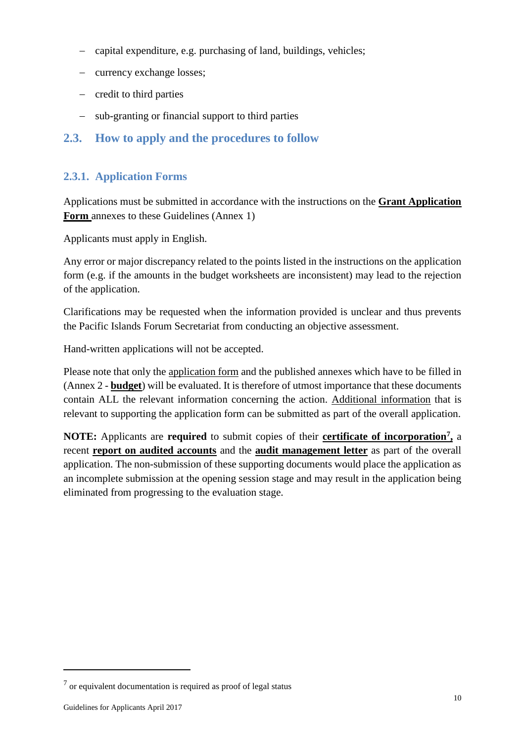- capital expenditure, e.g. purchasing of land, buildings, vehicles;
- currency exchange losses;
- credit to third parties
- sub-granting or financial support to third parties

## 2.3. How to apply and the procedures to follow

### 2.3.1. Application Forms

Applications must be submitted in accordance with the instructions on the **Grant Application Form** annexes to these Guidelines (Annex 1)

Applicants must apply in English.

Any error or major discrepancy related to the points listed in the instructions on the application form (e.g. if the amounts in the budget worksheets are inconsistent) may lead to the rejection of the application.

Clarifications may be requested when the information provided is unclear and thus prevents the Pacific Islands Forum Secretariat from conducting an objective assessment.

Hand-written applications will not be accepted.

Please note that only the application form and the published annexes which have to be filled in (Annex 2 - **budget**) will be evaluated. It is therefore of utmost importance that these documents contain ALL the relevant information concerning the action. Additional information that is relevant to supporting the application form can be submitted as part of the overall application.

**NOTE:** Applicants are **required** to submit copies of their **certificate of incorporation**[7]**,** a recent **report on audited accounts** and the **audit management letter** as part of the overall application. The non-submission of these supporting documents would place the application as an incomplete submission at the opening session stage and may result in the application being eliminated from progressing to the evaluation stage.

[7] or equivalent documentation is required as proof of legal status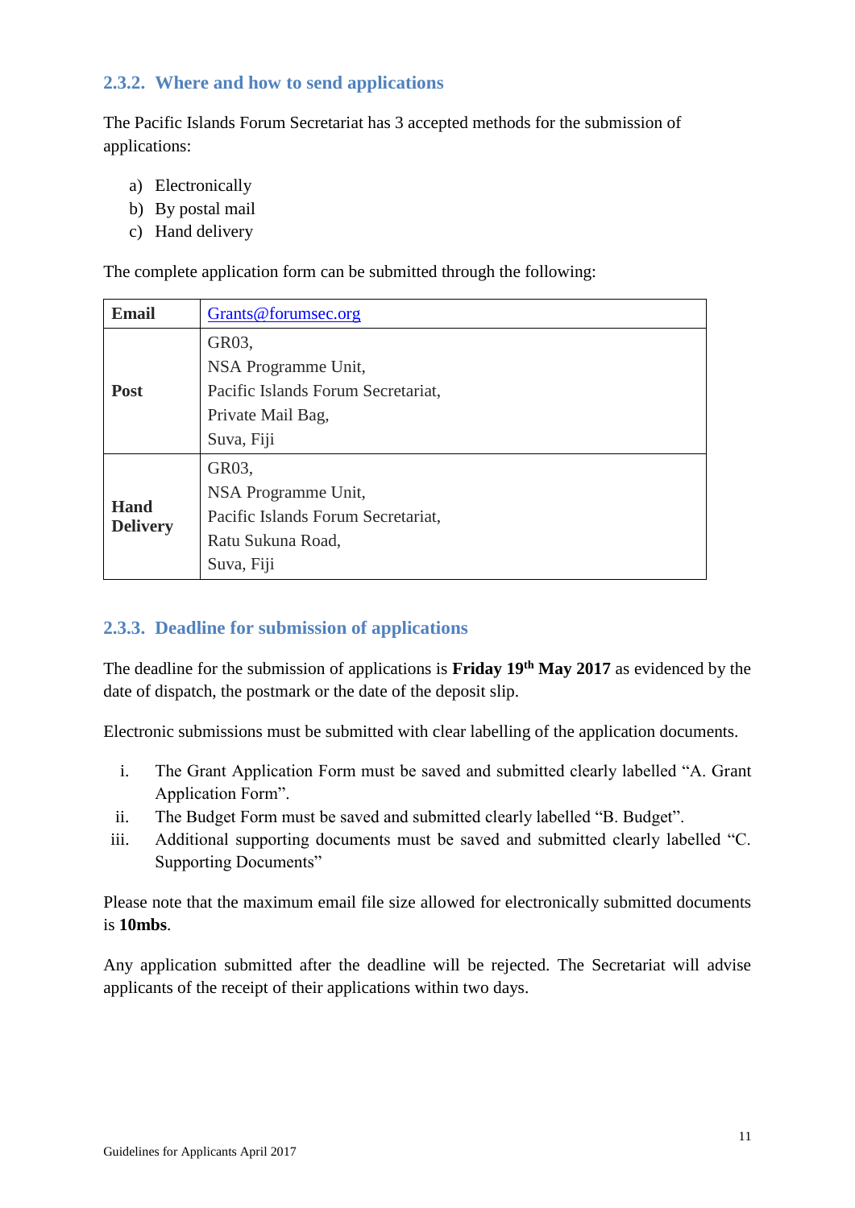### 2.3.2. Where and how to send applications

The Pacific Islands Forum Secretariat has 3 accepted methods for the submission of applications:

a) Electronically
b) By postal mail
c) Hand delivery

The complete application form can be submitted through the following:

| | |
|---|---|
| **Email** | Grants@forumsec.org |
| **Post** | GR03,<br>NSA Programme Unit,<br>Pacific Islands Forum Secretariat,<br>Private Mail Bag,<br>Suva, Fiji |
| **Hand Delivery** | GR03,<br>NSA Programme Unit,<br>Pacific Islands Forum Secretariat,<br>Ratu Sukuna Road,<br>Suva, Fiji |

### 2.3.3. Deadline for submission of applications

The deadline for the submission of applications is **Friday 19th May 2017** as evidenced by the date of dispatch, the postmark or the date of the deposit slip.

Electronic submissions must be submitted with clear labelling of the application documents.

i. The Grant Application Form must be saved and submitted clearly labelled "A. Grant Application Form".
ii. The Budget Form must be saved and submitted clearly labelled "B. Budget".
iii. Additional supporting documents must be saved and submitted clearly labelled "C. Supporting Documents"

Please note that the maximum email file size allowed for electronically submitted documents is **10mbs**.

Any application submitted after the deadline will be rejected. The Secretariat will advise applicants of the receipt of their applications within two days.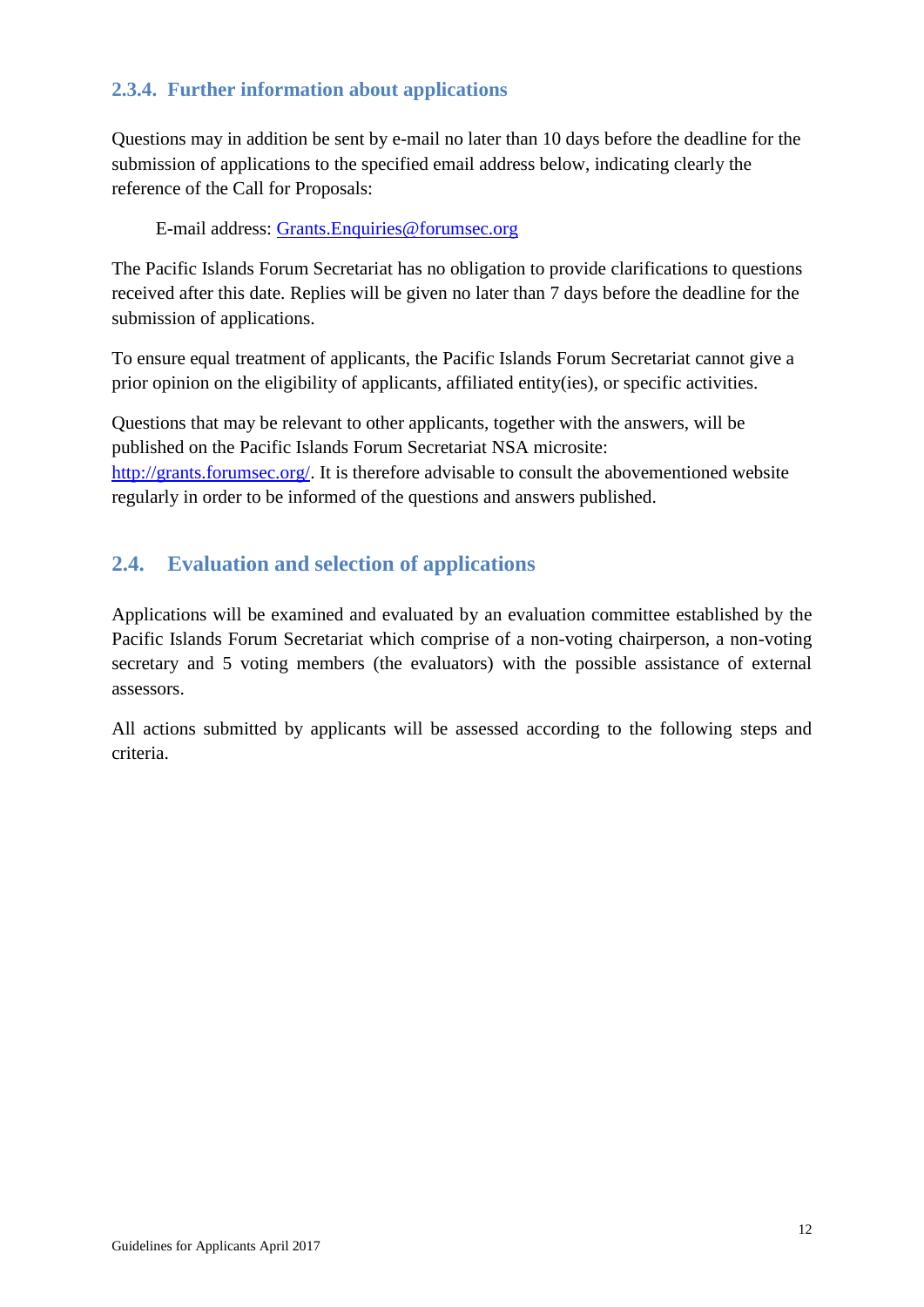#### 2.3.4. Further information about applications

Questions may in addition be sent by e-mail no later than 10 days before the deadline for the submission of applications to the specified email address below, indicating clearly the reference of the Call for Proposals:

E-mail address: Grants.Enquiries@forumsec.org

The Pacific Islands Forum Secretariat has no obligation to provide clarifications to questions received after this date. Replies will be given no later than 7 days before the deadline for the submission of applications.

To ensure equal treatment of applicants, the Pacific Islands Forum Secretariat cannot give a prior opinion on the eligibility of applicants, affiliated entity(ies), or specific activities.

Questions that may be relevant to other applicants, together with the answers, will be published on the Pacific Islands Forum Secretariat NSA microsite: http://grants.forumsec.org/. It is therefore advisable to consult the abovementioned website regularly in order to be informed of the questions and answers published.

### 2.4. Evaluation and selection of applications

Applications will be examined and evaluated by an evaluation committee established by the Pacific Islands Forum Secretariat which comprise of a non-voting chairperson, a non-voting secretary and 5 voting members (the evaluators) with the possible assistance of external assessors.

All actions submitted by applicants will be assessed according to the following steps and criteria.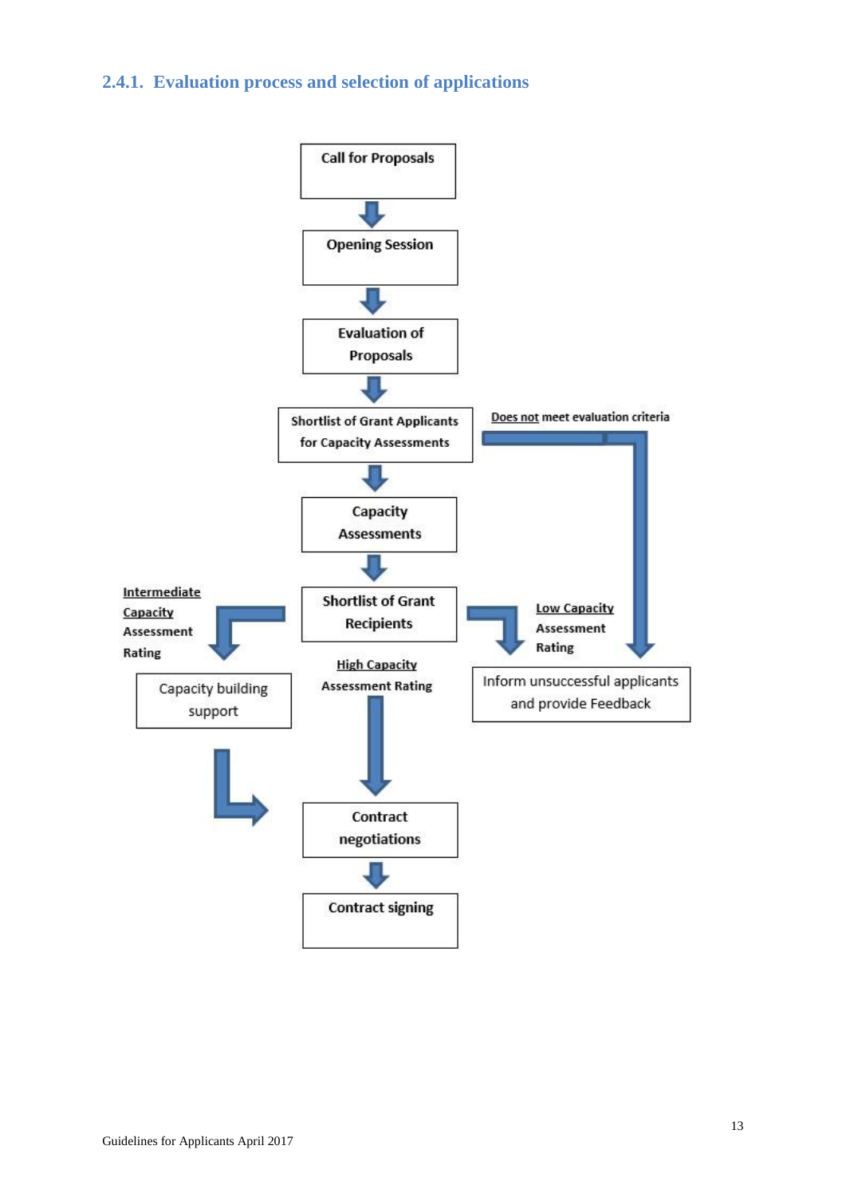### 2.4.1. Evaluation process and selection of applications

Call for Proposals

Opening Session

Evaluation of Proposals

Shortlist of Grant Applicants for Capacity Assessments

Does not meet evaluation criteria

Capacity Assessments

Intermediate Capacity Assessment Rating

Shortlist of Grant Recipients

Low Capacity Assessment Rating

High Capacity Assessment Rating

Capacity building support

Inform unsuccessful applicants and provide Feedback

Contract negotiations

Contract signing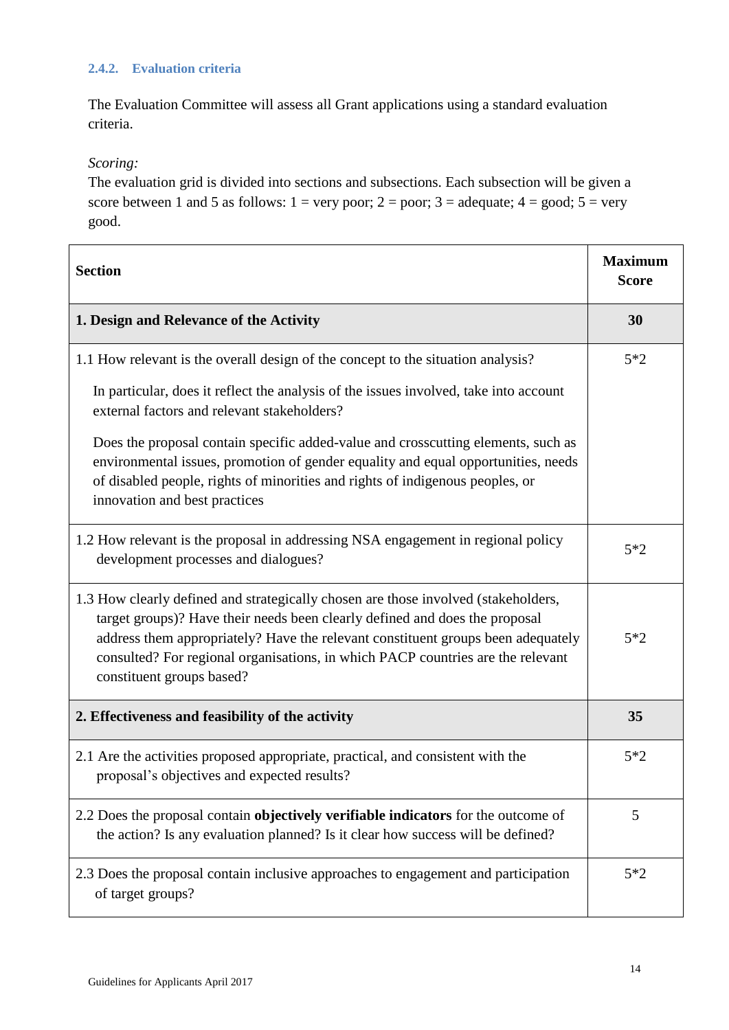### 2.4.2. Evaluation criteria

The Evaluation Committee will assess all Grant applications using a standard evaluation criteria.

*Scoring:*
The evaluation grid is divided into sections and subsections. Each subsection will be given a score between 1 and 5 as follows: 1 = very poor; 2 = poor; 3 = adequate; 4 = good; 5 = very good.

| Section | Maximum Score |
|---|---|
| **1. Design and Relevance of the Activity** | **30** |
| 1.1 How relevant is the overall design of the concept to the situation analysis?<br><br>In particular, does it reflect the analysis of the issues involved, take into account external factors and relevant stakeholders?<br><br>Does the proposal contain specific added-value and crosscutting elements, such as environmental issues, promotion of gender equality and equal opportunities, needs of disabled people, rights of minorities and rights of indigenous peoples, or innovation and best practices | 5*2 |
| 1.2 How relevant is the proposal in addressing NSA engagement in regional policy development processes and dialogues? | 5*2 |
| 1.3 How clearly defined and strategically chosen are those involved (stakeholders, target groups)? Have their needs been clearly defined and does the proposal address them appropriately? Have the relevant constituent groups been adequately consulted? For regional organisations, in which PACP countries are the relevant constituent groups based? | 5*2 |
| **2. Effectiveness and feasibility of the activity** | **35** |
| 2.1 Are the activities proposed appropriate, practical, and consistent with the proposal's objectives and expected results? | 5*2 |
| 2.2 Does the proposal contain **objectively verifiable indicators** for the outcome of the action? Is any evaluation planned? Is it clear how success will be defined? | 5 |
| 2.3 Does the proposal contain inclusive approaches to engagement and participation of target groups? | 5*2 |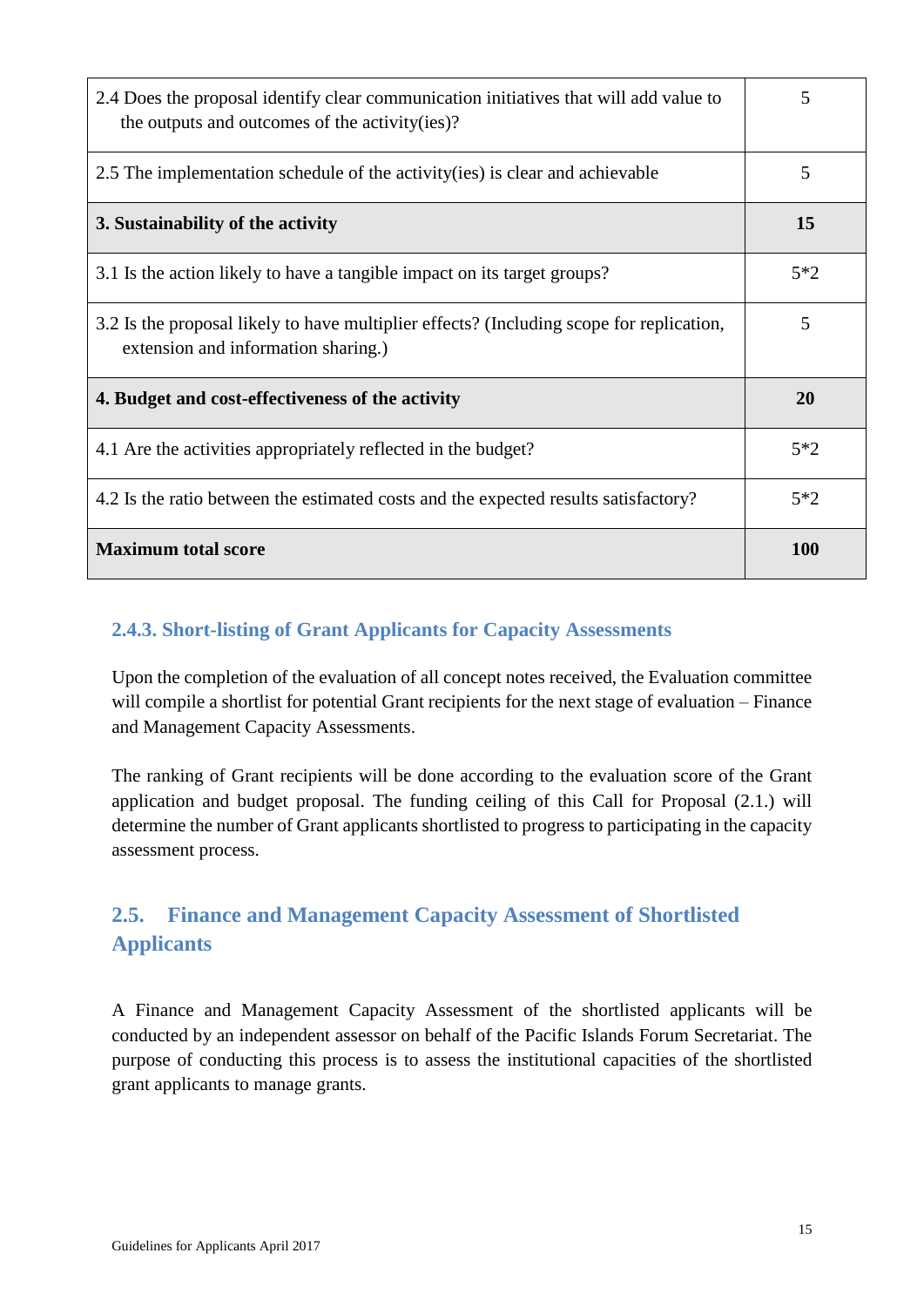| | |
|---|---|
| 2.4 Does the proposal identify clear communication initiatives that will add value to the outputs and outcomes of the activity(ies)? | 5 |
| 2.5 The implementation schedule of the activity(ies) is clear and achievable | 5 |
| **3. Sustainability of the activity** | **15** |
| 3.1 Is the action likely to have a tangible impact on its target groups? | 5*2 |
| 3.2 Is the proposal likely to have multiplier effects? (Including scope for replication, extension and information sharing.) | 5 |
| **4. Budget and cost-effectiveness of the activity** | **20** |
| 4.1 Are the activities appropriately reflected in the budget? | 5*2 |
| 4.2 Is the ratio between the estimated costs and the expected results satisfactory? | 5*2 |
| **Maximum total score** | **100** |

### 2.4.3. Short-listing of Grant Applicants for Capacity Assessments

Upon the completion of the evaluation of all concept notes received, the Evaluation committee will compile a shortlist for potential Grant recipients for the next stage of evaluation – Finance and Management Capacity Assessments.

The ranking of Grant recipients will be done according to the evaluation score of the Grant application and budget proposal. The funding ceiling of this Call for Proposal (2.1.) will determine the number of Grant applicants shortlisted to progress to participating in the capacity assessment process.

## 2.5. Finance and Management Capacity Assessment of Shortlisted Applicants

A Finance and Management Capacity Assessment of the shortlisted applicants will be conducted by an independent assessor on behalf of the Pacific Islands Forum Secretariat. The purpose of conducting this process is to assess the institutional capacities of the shortlisted grant applicants to manage grants.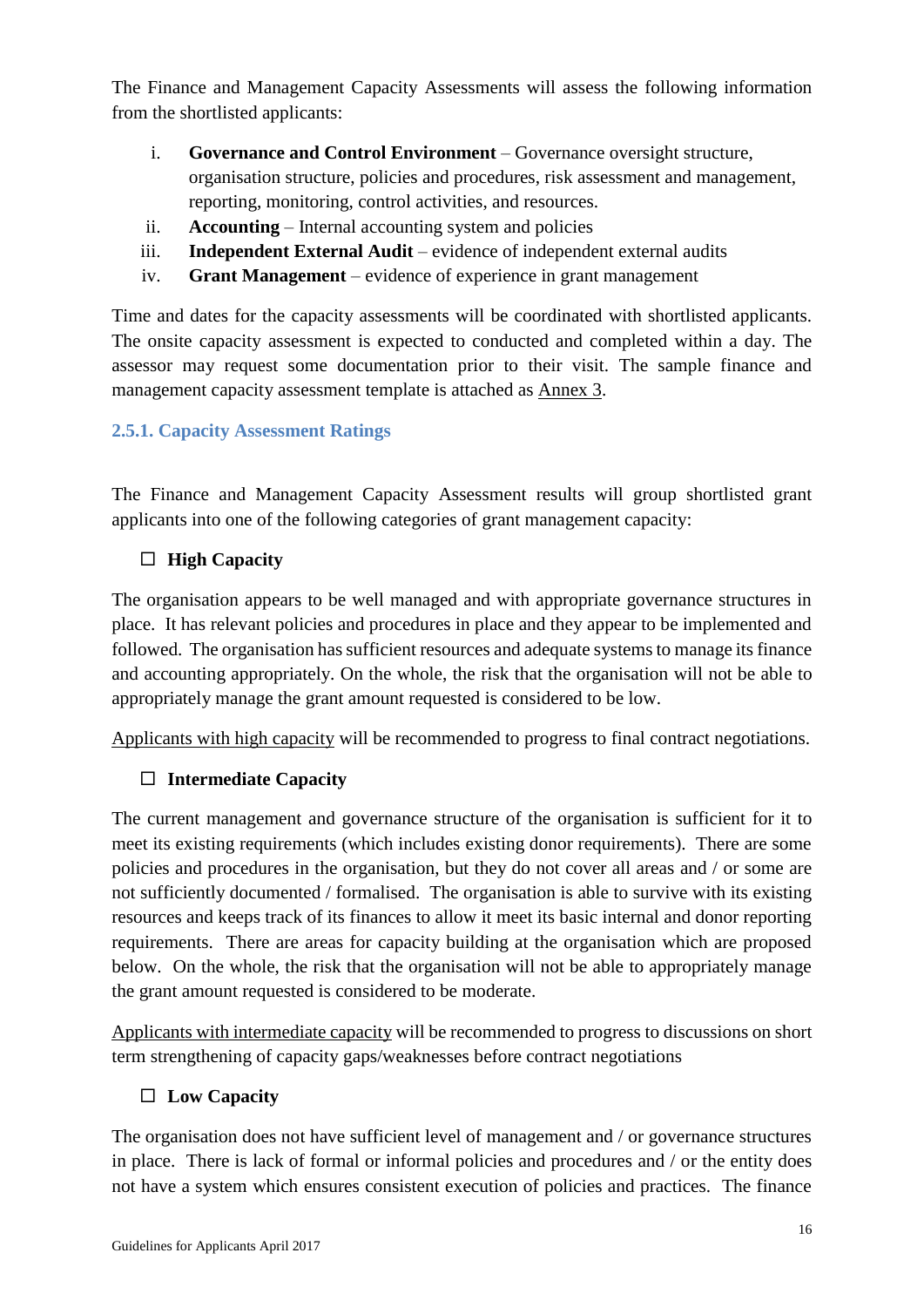The Finance and Management Capacity Assessments will assess the following information from the shortlisted applicants:

i. **Governance and Control Environment** – Governance oversight structure, organisation structure, policies and procedures, risk assessment and management, reporting, monitoring, control activities, and resources.
ii. **Accounting** – Internal accounting system and policies
iii. **Independent External Audit** – evidence of independent external audits
iv. **Grant Management** – evidence of experience in grant management

Time and dates for the capacity assessments will be coordinated with shortlisted applicants. The onsite capacity assessment is expected to conducted and completed within a day. The assessor may request some documentation prior to their visit. The sample finance and management capacity assessment template is attached as Annex 3.

### 2.5.1. Capacity Assessment Ratings

The Finance and Management Capacity Assessment results will group shortlisted grant applicants into one of the following categories of grant management capacity:

☐ **High Capacity**

The organisation appears to be well managed and with appropriate governance structures in place. It has relevant policies and procedures in place and they appear to be implemented and followed. The organisation has sufficient resources and adequate systems to manage its finance and accounting appropriately. On the whole, the risk that the organisation will not be able to appropriately manage the grant amount requested is considered to be low.

Applicants with high capacity will be recommended to progress to final contract negotiations.

☐ **Intermediate Capacity**

The current management and governance structure of the organisation is sufficient for it to meet its existing requirements (which includes existing donor requirements). There are some policies and procedures in the organisation, but they do not cover all areas and / or some are not sufficiently documented / formalised. The organisation is able to survive with its existing resources and keeps track of its finances to allow it meet its basic internal and donor reporting requirements. There are areas for capacity building at the organisation which are proposed below. On the whole, the risk that the organisation will not be able to appropriately manage the grant amount requested is considered to be moderate.

Applicants with intermediate capacity will be recommended to progress to discussions on short term strengthening of capacity gaps/weaknesses before contract negotiations

☐ **Low Capacity**

The organisation does not have sufficient level of management and / or governance structures in place. There is lack of formal or informal policies and procedures and / or the entity does not have a system which ensures consistent execution of policies and practices. The finance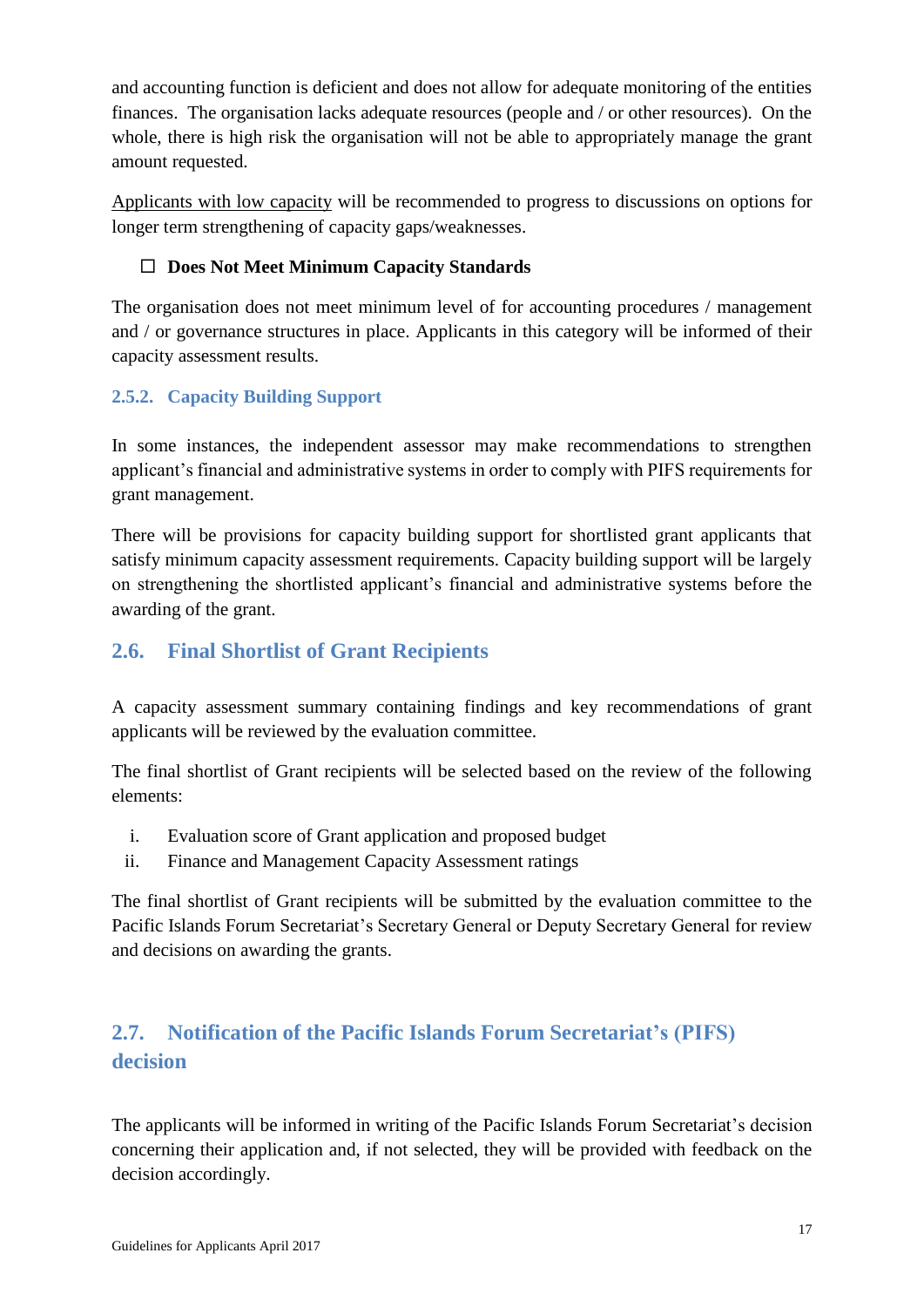and accounting function is deficient and does not allow for adequate monitoring of the entities finances. The organisation lacks adequate resources (people and / or other resources). On the whole, there is high risk the organisation will not be able to appropriately manage the grant amount requested.

<u>Applicants with low capacity</u> will be recommended to progress to discussions on options for longer term strengthening of capacity gaps/weaknesses.

- ☐ **Does Not Meet Minimum Capacity Standards**

The organisation does not meet minimum level of for accounting procedures / management and / or governance structures in place. Applicants in this category will be informed of their capacity assessment results.

#### 2.5.2. Capacity Building Support

In some instances, the independent assessor may make recommendations to strengthen applicant's financial and administrative systems in order to comply with PIFS requirements for grant management.

There will be provisions for capacity building support for shortlisted grant applicants that satisfy minimum capacity assessment requirements. Capacity building support will be largely on strengthening the shortlisted applicant's financial and administrative systems before the awarding of the grant.

## 2.6. Final Shortlist of Grant Recipients

A capacity assessment summary containing findings and key recommendations of grant applicants will be reviewed by the evaluation committee.

The final shortlist of Grant recipients will be selected based on the review of the following elements:

i. Evaluation score of Grant application and proposed budget
ii. Finance and Management Capacity Assessment ratings

The final shortlist of Grant recipients will be submitted by the evaluation committee to the Pacific Islands Forum Secretariat's Secretary General or Deputy Secretary General for review and decisions on awarding the grants.

## 2.7. Notification of the Pacific Islands Forum Secretariat's (PIFS) decision

The applicants will be informed in writing of the Pacific Islands Forum Secretariat's decision concerning their application and, if not selected, they will be provided with feedback on the decision accordingly.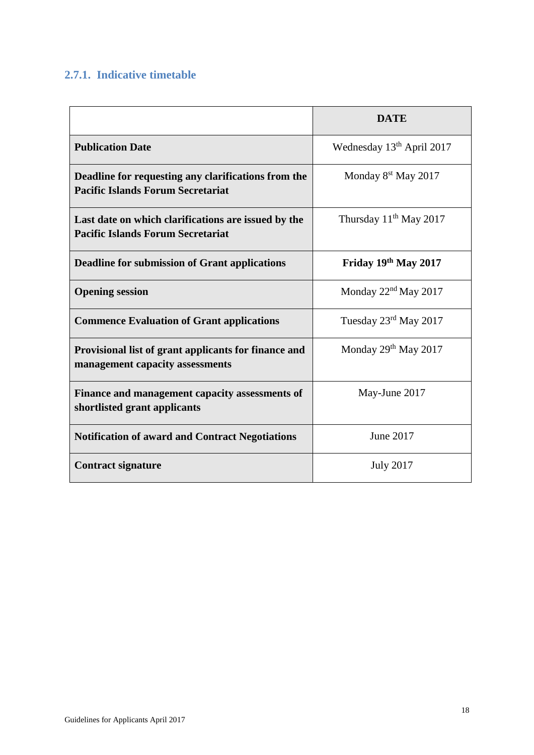### 2.7.1. Indicative timetable

| | DATE |
|---|---|
| **Publication Date** | Wednesday 13th April 2017 |
| **Deadline for requesting any clarifications from the Pacific Islands Forum Secretariat** | Monday 8st May 2017 |
| **Last date on which clarifications are issued by the Pacific Islands Forum Secretariat** | Thursday 11th May 2017 |
| **Deadline for submission of Grant applications** | **Friday 19th May 2017** |
| **Opening session** | Monday 22nd May 2017 |
| **Commence Evaluation of Grant applications** | Tuesday 23rd May 2017 |
| **Provisional list of grant applicants for finance and management capacity assessments** | Monday 29th May 2017 |
| **Finance and management capacity assessments of shortlisted grant applicants** | May-June 2017 |
| **Notification of award and Contract Negotiations** | June 2017 |
| **Contract signature** | July 2017 |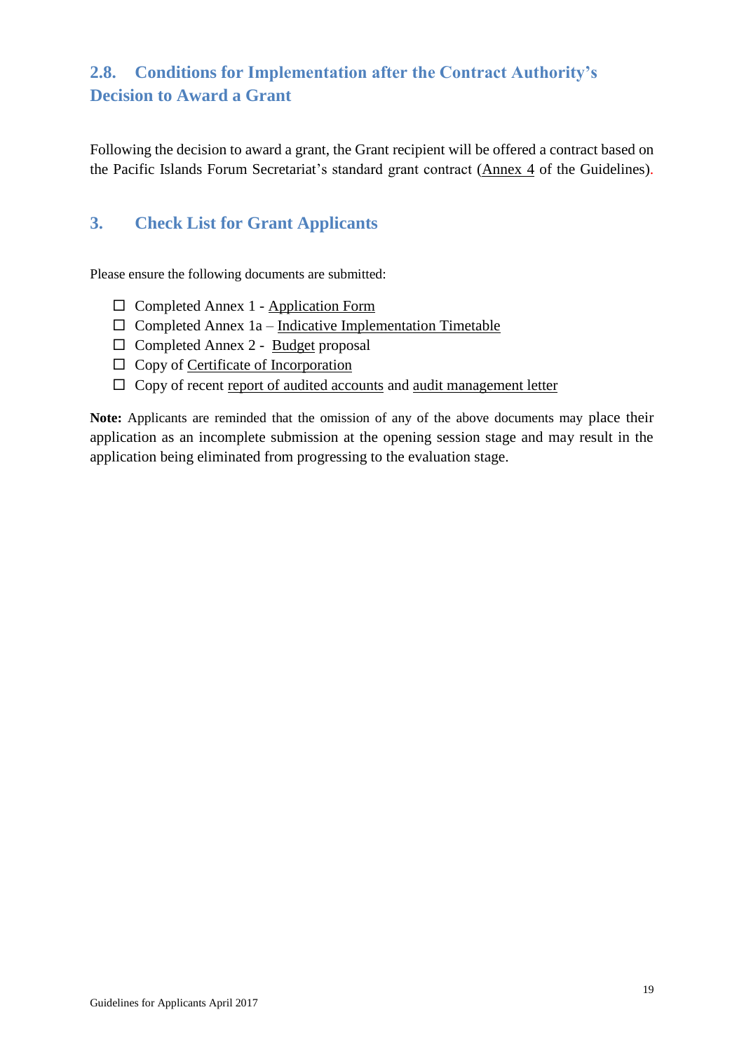## 2.8. Conditions for Implementation after the Contract Authority's Decision to Award a Grant

Following the decision to award a grant, the Grant recipient will be offered a contract based on the Pacific Islands Forum Secretariat's standard grant contract (Annex 4 of the Guidelines).

## 3. Check List for Grant Applicants

Please ensure the following documents are submitted:

- ☐ Completed Annex 1 - Application Form
- ☐ Completed Annex 1a – Indicative Implementation Timetable
- ☐ Completed Annex 2 - Budget proposal
- ☐ Copy of Certificate of Incorporation
- ☐ Copy of recent report of audited accounts and audit management letter

**Note:** Applicants are reminded that the omission of any of the above documents may place their application as an incomplete submission at the opening session stage and may result in the application being eliminated from progressing to the evaluation stage.